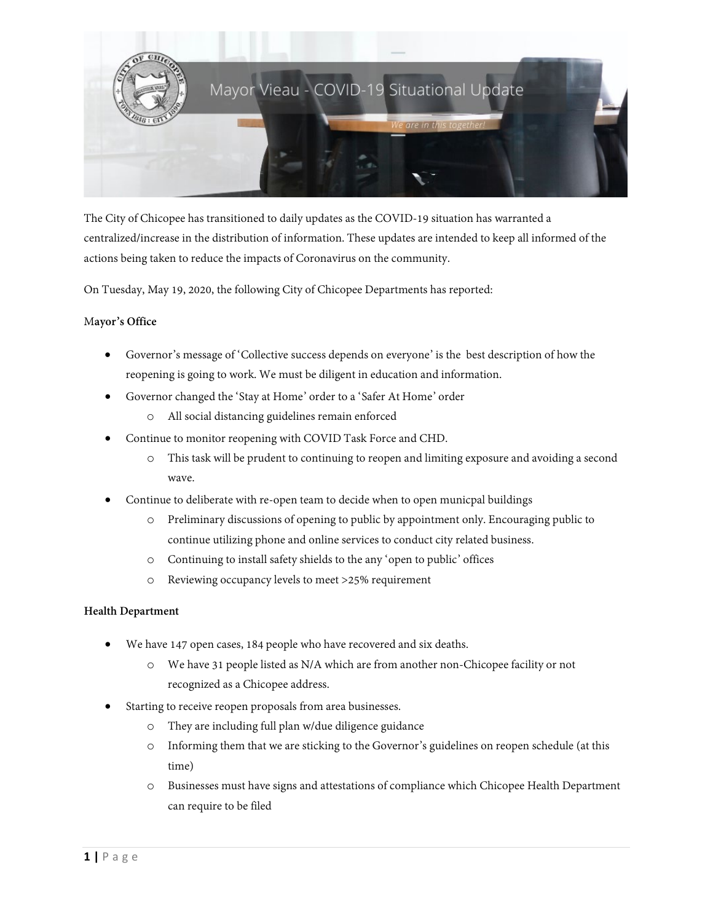# Mayor Vieau - COVID-19 Situational Update

*We are in this together!*

The City of Chicopee has transitioned to daily updates as the COVID-19 situation has warranted a centralized/increase in the distribution of information. These updates are intended to keep all informed of the actions being taken to reduce the impacts of Coronavirus on the community.

On Tuesday, May 19, 2020, the following City of Chicopee Departments has reported:

**Mayor's Office**

- Governor's message of 'Collective success depends on everyone' is the best description of how the reopening is going to work. We must be diligent in education and information.
- Governor changed the 'Stay at Home' order to a 'Safer At Home' order
  - All social distancing guidelines remain enforced
- Continue to monitor reopening with COVID Task Force and CHD.
  - This task will be prudent to continuing to reopen and limiting exposure and avoiding a second wave.
- Continue to deliberate with re-open team to decide when to open municpal buildings
  - Preliminary discussions of opening to public by appointment only. Encouraging public to continue utilizing phone and online services to conduct city related business.
  - Continuing to install safety shields to the any 'open to public' offices
  - Reviewing occupancy levels to meet >25% requirement

**Health Department**

- We have 147 open cases, 184 people who have recovered and six deaths.
  - We have 31 people listed as N/A which are from another non-Chicopee facility or not recognized as a Chicopee address.
- Starting to receive reopen proposals from area businesses.
  - They are including full plan w/due diligence guidance
  - Informing them that we are sticking to the Governor's guidelines on reopen schedule (at this time)
  - Businesses must have signs and attestations of compliance which Chicopee Health Department can require to be filed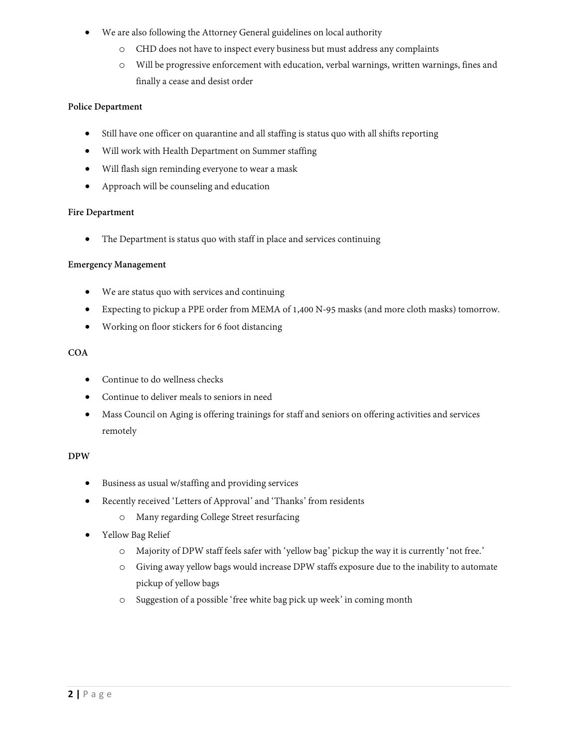- We are also following the Attorney General guidelines on local authority
  - CHD does not have to inspect every business but must address any complaints
  - Will be progressive enforcement with education, verbal warnings, written warnings, fines and finally a cease and desist order

**Police Department**

- Still have one officer on quarantine and all staffing is status quo with all shifts reporting
- Will work with Health Department on Summer staffing
- Will flash sign reminding everyone to wear a mask
- Approach will be counseling and education

**Fire Department**

- The Department is status quo with staff in place and services continuing

**Emergency Management**

- We are status quo with services and continuing
- Expecting to pickup a PPE order from MEMA of 1,400 N-95 masks (and more cloth masks) tomorrow.
- Working on floor stickers for 6 foot distancing

**COA**

- Continue to do wellness checks
- Continue to deliver meals to seniors in need
- Mass Council on Aging is offering trainings for staff and seniors on offering activities and services remotely

**DPW**

- Business as usual w/staffing and providing services
- Recently received 'Letters of Approval' and 'Thanks' from residents
  - Many regarding College Street resurfacing
- Yellow Bag Relief
  - Majority of DPW staff feels safer with 'yellow bag' pickup the way it is currently 'not free.'
  - Giving away yellow bags would increase DPW staffs exposure due to the inability to automate pickup of yellow bags
  - Suggestion of a possible 'free white bag pick up week' in coming month